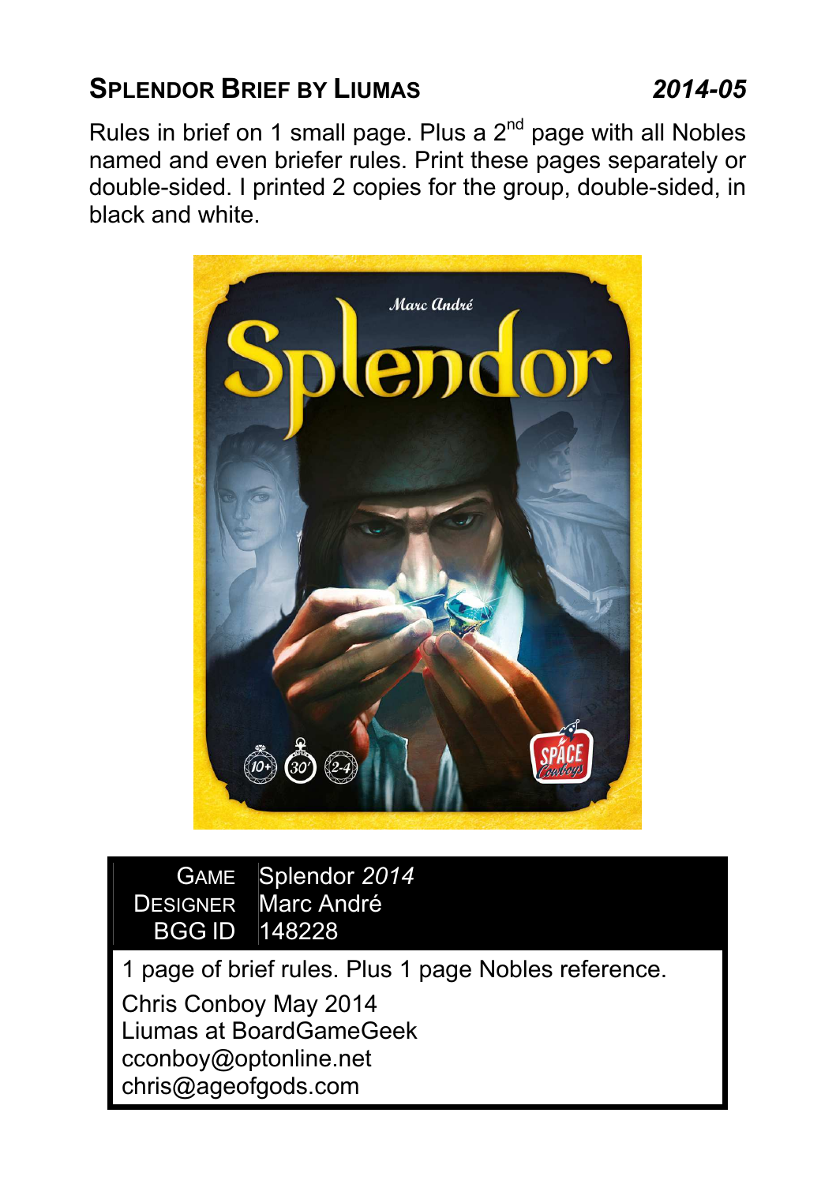## SPLENDOR BRIEF BY LIUMAS *2014-05*

Rules in brief on 1 small page. Plus a 2nd page with all Nobles named and even briefer rules. Print these pages separately or double-sided. I printed 2 copies for the group, double-sided, in black and white.

| | |
|---|---|
| GAME | Splendor *2014* |
| DESIGNER | Marc André |
| BGG ID | 148228 |

1 page of brief rules. Plus 1 page Nobles reference.

Chris Conboy May 2014
Liumas at BoardGameGeek
cconboy@optonline.net
chris@ageofgods.com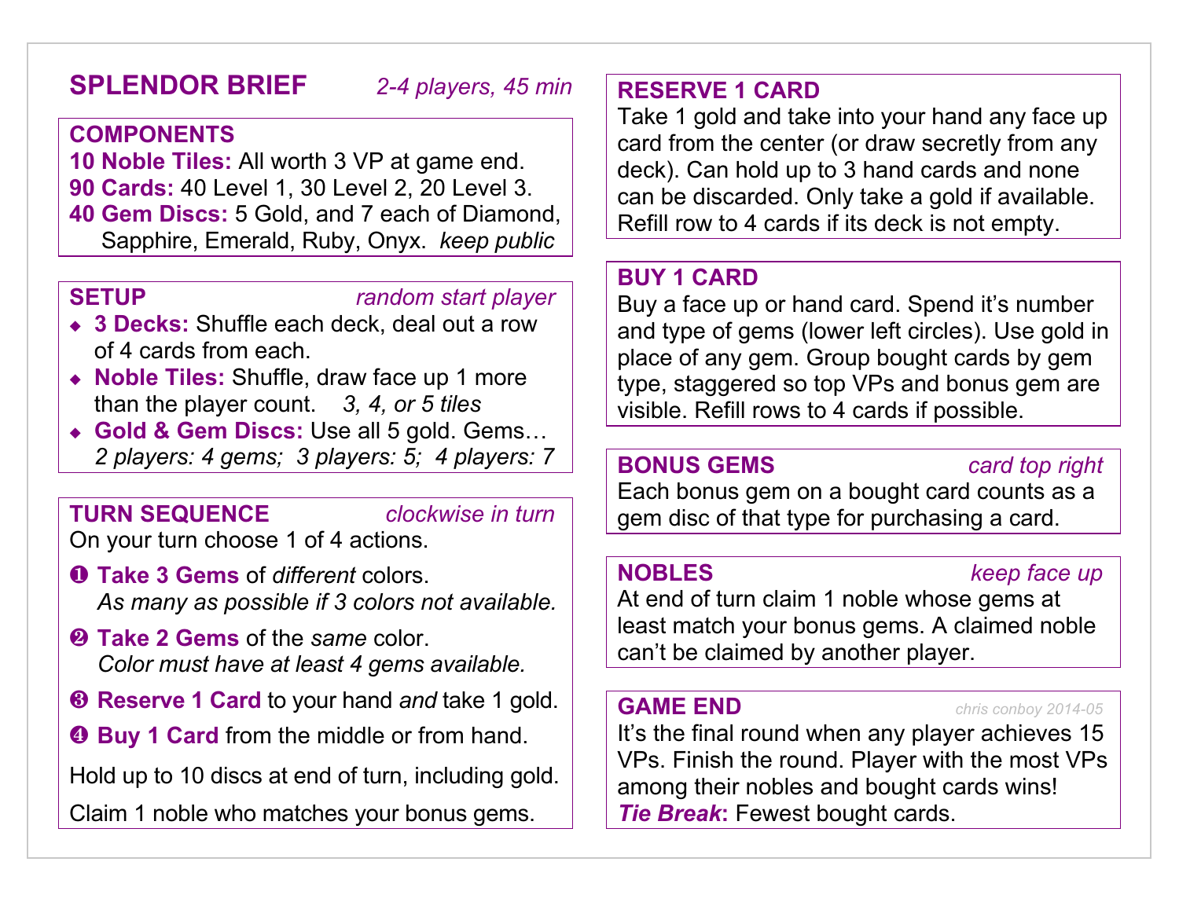# SPLENDOR BRIEF

*2-4 players, 45 min*

## COMPONENTS

**10 Noble Tiles:** All worth 3 VP at game end.
**90 Cards:** 40 Level 1, 30 Level 2, 20 Level 3.
**40 Gem Discs:** 5 Gold, and 7 each of Diamond, Sapphire, Emerald, Ruby, Onyx. *keep public*

## SETUP

*random start player*

- **3 Decks:** Shuffle each deck, deal out a row of 4 cards from each.
- **Noble Tiles:** Shuffle, draw face up 1 more than the player count. *3, 4, or 5 tiles*
- **Gold & Gem Discs:** Use all 5 gold. Gems… *2 players: 4 gems; 3 players: 5; 4 players: 7*

## TURN SEQUENCE

*clockwise in turn*

On your turn choose 1 of 4 actions.

❶ **Take 3 Gems** of *different* colors.
*As many as possible if 3 colors not available.*

❷ **Take 2 Gems** of the *same* color.
*Color must have at least 4 gems available.*

❸ **Reserve 1 Card** to your hand *and* take 1 gold.

❹ **Buy 1 Card** from the middle or from hand.

Hold up to 10 discs at end of turn, including gold.

Claim 1 noble who matches your bonus gems.

## RESERVE 1 CARD

Take 1 gold and take into your hand any face up card from the center (or draw secretly from any deck). Can hold up to 3 hand cards and none can be discarded. Only take a gold if available. Refill row to 4 cards if its deck is not empty.

## BUY 1 CARD

Buy a face up or hand card. Spend it's number and type of gems (lower left circles). Use gold in place of any gem. Group bought cards by gem type, staggered so top VPs and bonus gem are visible. Refill rows to 4 cards if possible.

## BONUS GEMS

*card top right*

Each bonus gem on a bought card counts as a gem disc of that type for purchasing a card.

## NOBLES

*keep face up*

At end of turn claim 1 noble whose gems at least match your bonus gems. A claimed noble can't be claimed by another player.

## GAME END

*chris conboy 2014-05*

It's the final round when any player achieves 15 VPs. Finish the round. Player with the most VPs among their nobles and bought cards wins!
***Tie Break*:** Fewest bought cards.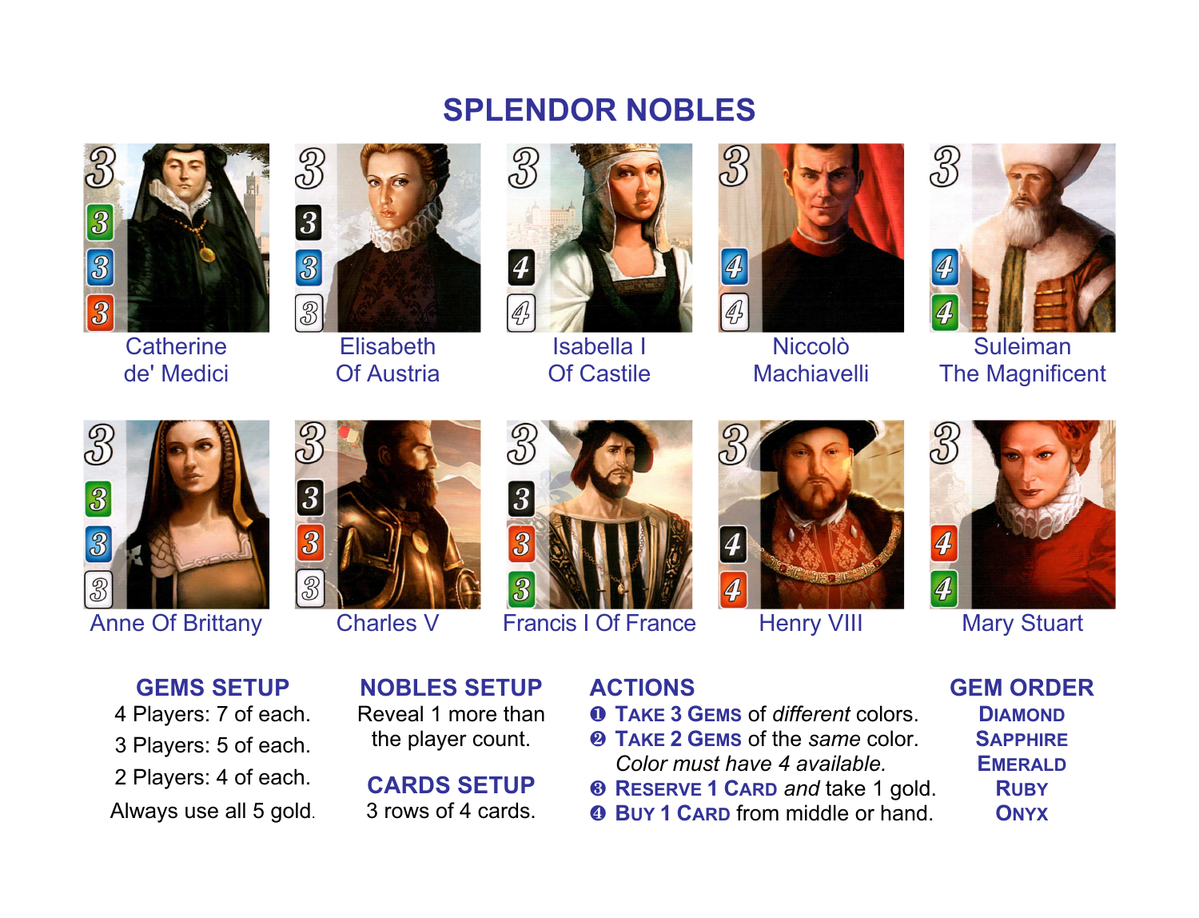# SPLENDOR NOBLES

3
3
3
3
Catherine de' Medici

3
3
3
3
Elisabeth Of Austria

3
4
4
Isabella I Of Castile

3
4
4
Niccolò Machiavelli

3
4
4
Suleiman The Magnificent

3
3
3
3
Anne Of Brittany

3
3
3
3
Charles V

3
3
3
3
Francis I Of France

3
4
4
Henry VIII

3
4
4
Mary Stuart

## GEMS SETUP

4 Players: 7 of each.

3 Players: 5 of each.

2 Players: 4 of each.

Always use all 5 gold.

## NOBLES SETUP

Reveal 1 more than the player count.

## CARDS SETUP

3 rows of 4 cards.

## ACTIONS

❶ **Take 3 Gems** of *different* colors.

❷ **Take 2 Gems** of the *same* color. *Color must have 4 available.*

❸ **Reserve 1 Card** *and* take 1 gold.

❹ **Buy 1 Card** from middle or hand.

## GEM ORDER

**Diamond**
**Sapphire**
**Emerald**
**Ruby**
**Onyx**